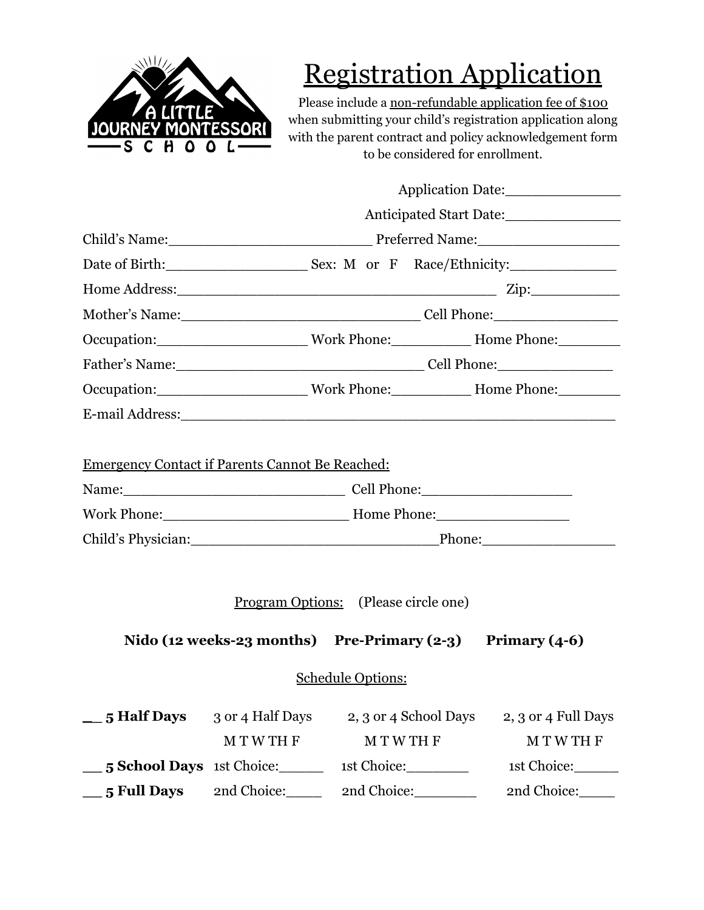A LITTLE JOURNEY MONTESSORI SCHOOL

# Registration Application

Please include a non-refundable application fee of $100 when submitting your child's registration application along with the parent contract and policy acknowledgement form to be considered for enrollment.

Application Date:_____________

Anticipated Start Date:_____________

Child's Name:________________________ Preferred Name:_________________

Date of Birth:________________ Sex: M or F Race/Ethnicity:_____________

Home Address:_____________________________________ Zip:___________

Mother's Name:____________________________ Cell Phone:_______________

Occupation:__________________ Work Phone:_________ Home Phone:________

Father's Name:_____________________________ Cell Phone:______________

Occupation:__________________ Work Phone:_________ Home Phone:________

E-mail Address:_____________________________________________________

Emergency Contact if Parents Cannot Be Reached:

Name:__________________________ Cell Phone:_________________

Work Phone:______________________ Home Phone:_______________

Child's Physician:_____________________________Phone:_______________

Program Options: (Please circle one)

**Nido (12 weeks-23 months)** **Pre-Primary (2-3)** **Primary (4-6)**

Schedule Options:

| | | | |
|---|---|---|---|
| __ **5 Half Days** | 3 or 4 Half Days | 2, 3 or 4 School Days | 2, 3 or 4 Full Days |
| | M T W TH F | M T W TH F | M T W TH F |
| __ **5 School Days** | 1st Choice:_____ | 1st Choice:_______ | 1st Choice:_____ |
| __ **5 Full Days** | 2nd Choice:____ | 2nd Choice:_______ | 2nd Choice:____ |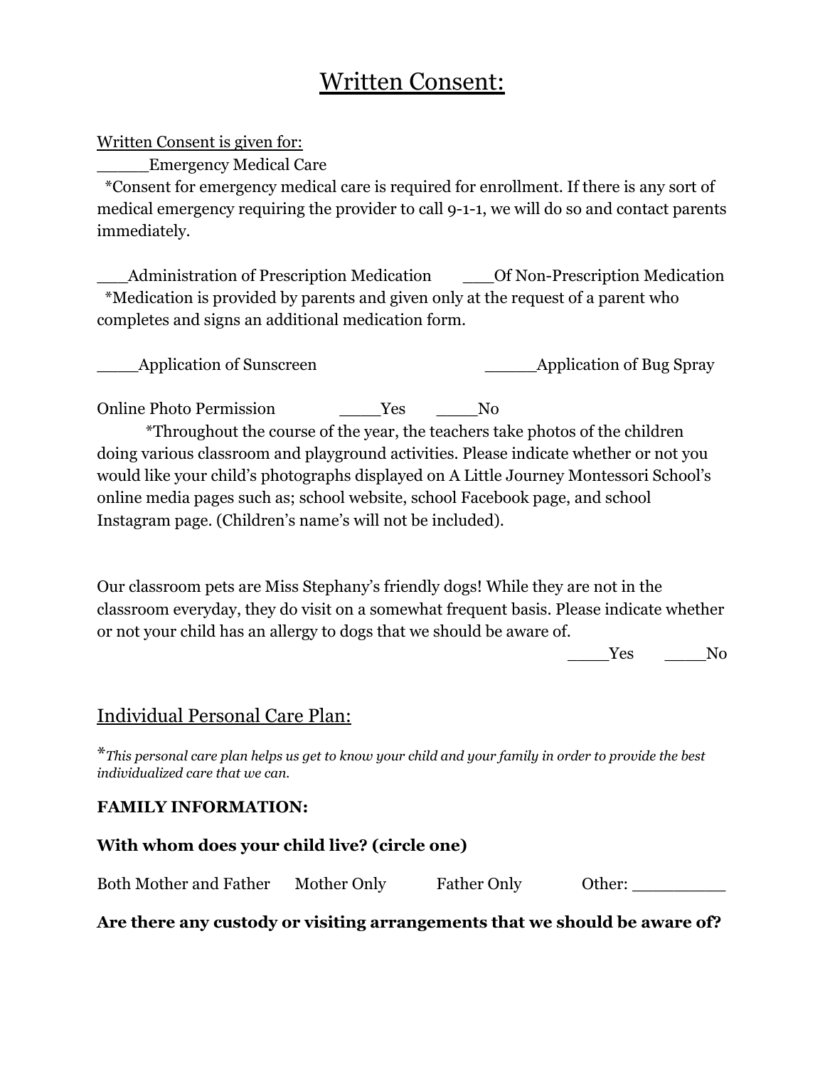// Written Consent:

Written Consent is given for:

_____Emergency Medical Care

*Consent for emergency medical care is required for enrollment. If there is any sort of medical emergency requiring the provider to call 9-1-1, we will do so and contact parents immediately.

___Administration of Prescription Medication ___Of Non-Prescription Medication

*Medication is provided by parents and given only at the request of a parent who completes and signs an additional medication form.

____Application of Sunscreen _____Application of Bug Spray

Online Photo Permission ____Yes ____No

*Throughout the course of the year, the teachers take photos of the children doing various classroom and playground activities. Please indicate whether or not you would like your child's photographs displayed on A Little Journey Montessori School's online media pages such as; school website, school Facebook page, and school Instagram page. (Children's name's will not be included).

Our classroom pets are Miss Stephany's friendly dogs! While they are not in the classroom everyday, they do visit on a somewhat frequent basis. Please indicate whether or not your child has an allergy to dogs that we should be aware of.

____Yes ____No

## Individual Personal Care Plan:

**This personal care plan helps us get to know your child and your family in order to provide the best individualized care that we can.*

**FAMILY INFORMATION:**

**With whom does your child live? (circle one)**

Both Mother and Father Mother Only Father Only Other: _________

**Are there any custody or visiting arrangements that we should be aware of?**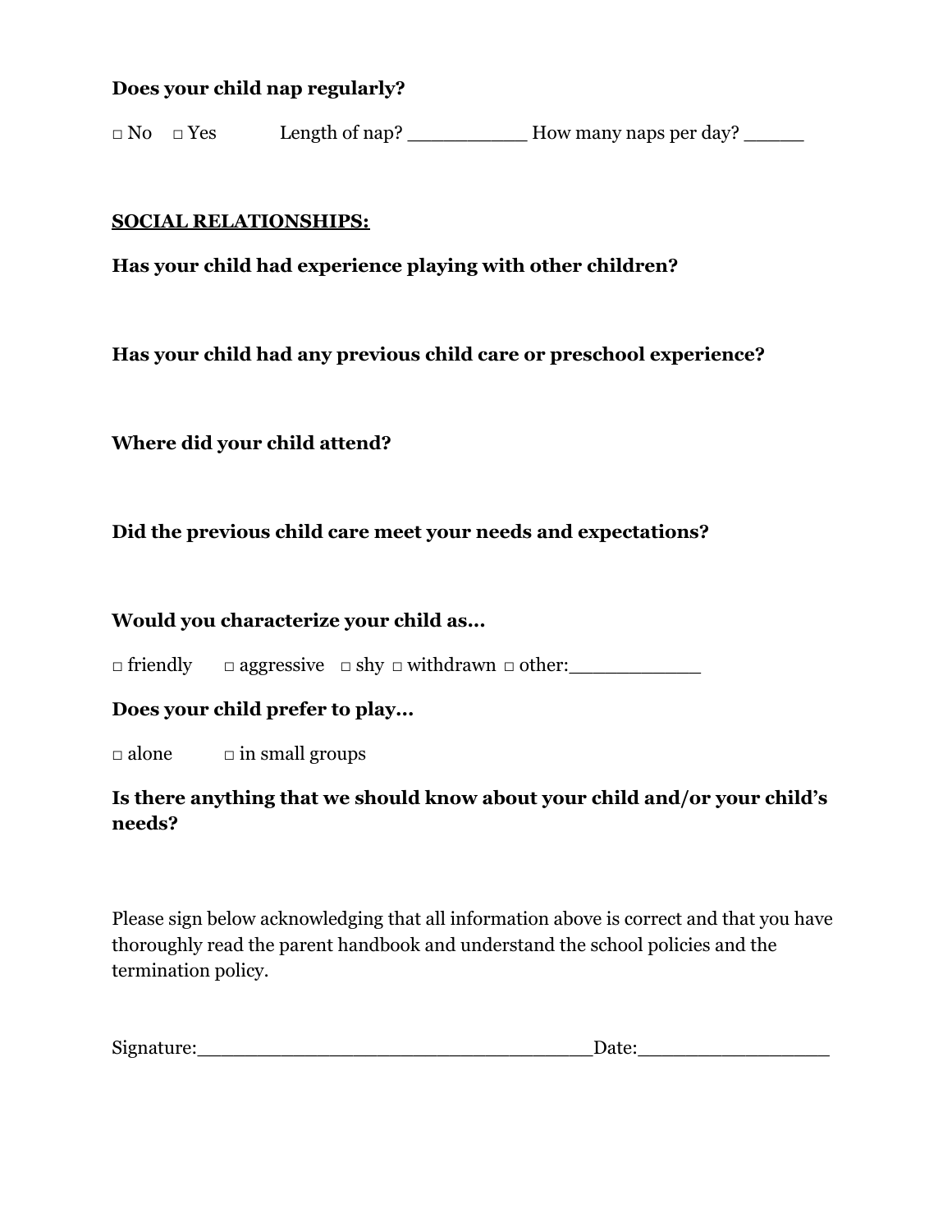**Does your child nap regularly?**

□ No □ Yes Length of nap? __________ How many naps per day? _____

**SOCIAL RELATIONSHIPS:**

**Has your child had experience playing with other children?**

**Has your child had any previous child care or preschool experience?**

**Where did your child attend?**

**Did the previous child care meet your needs and expectations?**

**Would you characterize your child as…**

□ friendly □ aggressive □ shy □ withdrawn □ other:___________

**Does your child prefer to play…**

□ alone □ in small groups

**Is there anything that we should know about your child and/or your child's needs?**

Please sign below acknowledging that all information above is correct and that you have thoroughly read the parent handbook and understand the school policies and the termination policy.

Signature:_________________________________Date:________________